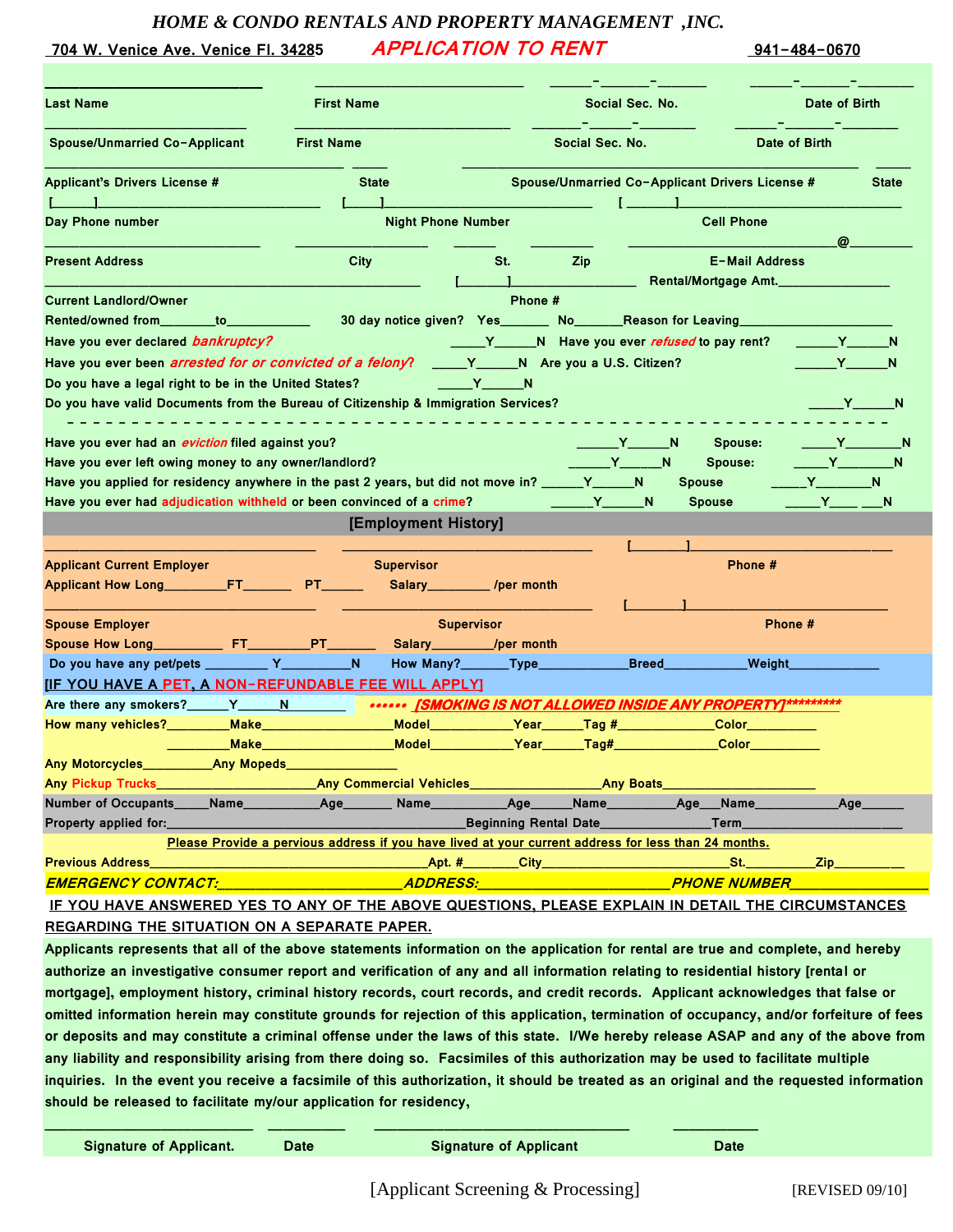# HOME & CONDO RENTALS AND PROPERTY MANAGEMENT ,INC.

704 W. Venice Ave. Venice Fl. 34285 **APPLICATION TO RENT** 941-484-0670

__________________________ __________________________ ______-_______-_______ ______-_______-________

Last Name First Name Social Sec. No. Date of Birth

__________________________ __________________________ _______-______-________ ______-_______-________

Spouse/Unmarried Co-Applicant First Name Social Sec. No. Date of Birth

________________________________________ _____ ________________________________________ _____

Applicant's Drivers License # State Spouse/Unmarried Co-Applicant Drivers License # State

[______]______________________________ [_____]_________________________ [_______]_________________________

Day Phone number Night Phone Number Cell Phone

___________________________ __________________ ______ _________ ____________________________@_________

Present Address City St. Zip E-Mail Address

_____________________________________________ [_______]_________________ Rental/Mortgage Amt._______________

Current Landlord/Owner Phone #

Rented/owned from________to____________ 30 day notice given? Yes_______ No_______Reason for Leaving______________________

Have you ever declared ***bankruptcy?*** _____Y______N Have you ever ***refused*** to pay rent? ______Y______N

Have you ever been ***arrested for or convicted of a felony?*** _____Y______N Are you a U.S. Citizen? ______Y______N

Do you have a legal right to be in the United States? _____Y______N

Do you have valid Documents from the Bureau of Citizenship & Immigration Services? _____Y______N

- - - - - - - - - - - - - - - - - - - - - - - - - - - - - - - - - - - - - - - - - - - - - - - - - - - -

Have you ever had an ***eviction*** filed against you? ______Y______N Spouse: _____Y________N

Have you ever left owing money to any owner/landlord? ______Y______N Spouse: _____Y________N

Have you applied for residency anywhere in the past 2 years, but did not move in? ______Y______N Spouse _____Y________N

Have you ever had **adjudication withheld** or been convicted of a **crime**? ______Y______N Spouse _____Y____ ___N

## [Employment History]

__________________________________ _______________________________ [_______]__________________________

Applicant Current Employer Supervisor Phone #

Applicant How Long_________FT_______ PT______ Salary_________ /per month

__________________________________ _______________________________ [_______]__________________________

Spouse Employer Supervisor Phone #

Spouse How Long_________ FT________PT_______ Salary_________/per month

Do you have any pet/pets _________ Y__________N How Many?_______Type_____________Breed___________Weight_____________

**[IF YOU HAVE A PET, A NON-REFUNDABLE FEE WILL APPLY]**

Are there any smokers?______Y______N_________ ****** ***[SMOKING IS NOT ALLOWED INSIDE ANY PROPERTY]*********

How many vehicles?_________Make__________________Model___________Year______Tag #______________Color__________

_________Make__________________Model___________Year______Tag#______________Color__________

Any Motorcycles__________Any Mopeds________________

Any **Pickup Trucks**______________________Any Commercial Vehicles__________________Any Boats_____________________

Number of Occupants_____Name__________Age_______ Name__________Age______Name__________Age___Name___________Age______

Property applied for:_________________________________________Beginning Rental Date______________Term____________________

Please Provide a pervious address if you have lived at your current address for less than 24 months.

Previous Address______________________________________Apt. #________City__________________________St._________Zip__________

***EMERGENCY CONTACT:_______________________ADDRESS:_______________________PHONE NUMBER_________________***

**IF YOU HAVE ANSWERED YES TO ANY OF THE ABOVE QUESTIONS, PLEASE EXPLAIN IN DETAIL THE CIRCUMSTANCES REGARDING THE SITUATION ON A SEPARATE PAPER.**

Applicants represents that all of the above statements information on the application for rental are true and complete, and hereby authorize an investigative consumer report and verification of any and all information relating to residential history [rental or mortgage], employment history, criminal history records, court records, and credit records. Applicant acknowledges that false or omitted information herein may constitute grounds for rejection of this application, termination of occupancy, and/or forfeiture of fees or deposits and may constitute a criminal offense under the laws of this state. I/We hereby release ASAP and any of the above from any liability and responsibility arising from there doing so. Facsimiles of this authorization may be used to facilitate multiple inquiries. In the event you receive a facsimile of this authorization, it should be treated as an original and the requested information should be released to facilitate my/our application for residency,

__________________________ __________ ________________________________ ___________

Signature of Applicant. Date Signature of Applicant Date

[Applicant Screening & Processing] [REVISED 09/10]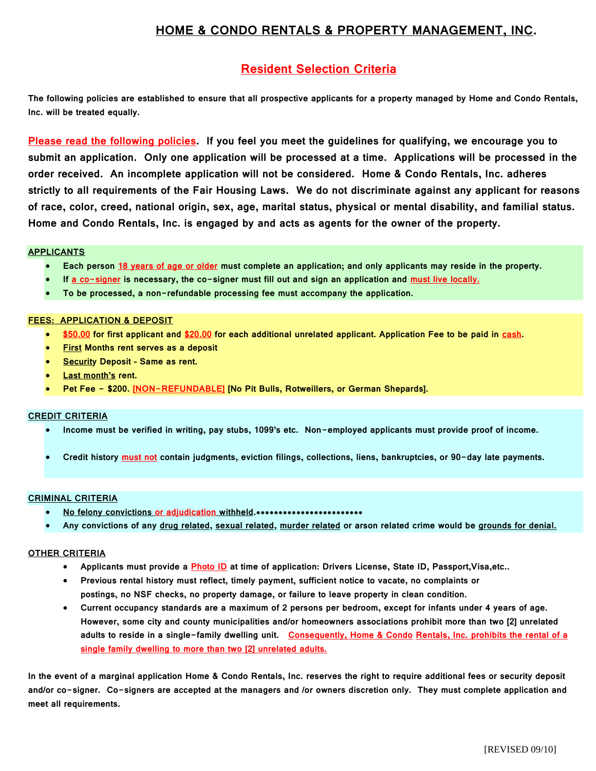# HOME & CONDO RENTALS & PROPERTY MANAGEMENT, INC.

## Resident Selection Criteria

**The following policies are established to ensure that all prospective applicants for a property managed by Home and Condo Rentals, Inc. will be treated equally.**

**Please read the following policies. If you feel you meet the guidelines for qualifying, we encourage you to submit an application. Only one application will be processed at a time. Applications will be processed in the order received. An incomplete application will not be considered. Home & Condo Rentals, Inc. adheres strictly to all requirements of the Fair Housing Laws. We do not discriminate against any applicant for reasons of race, color, creed, national origin, sex, age, marital status, physical or mental disability, and familial status. Home and Condo Rentals, Inc. is engaged by and acts as agents for the owner of the property.**

### APPLICANTS

- Each person 18 years of age or older must complete an application; and only applicants may reside in the property.
- If a co-signer is necessary, the co-signer must fill out and sign an application and must live locally.
- To be processed, a non-refundable processing fee must accompany the application.

### FEES: APPLICATION & DEPOSIT

- $50.00 for first applicant and $20.00 for each additional unrelated applicant. Application Fee to be paid in cash.
- First Months rent serves as a deposit
- Security Deposit - Same as rent.
- Last month's rent.
- Pet Fee – $200. [NON-REFUNDABLE] [No Pit Bulls, Rotweillers, or German Shepards].

### CREDIT CRITERIA

- Income must be verified in writing, pay stubs, 1099's etc. Non-employed applicants must provide proof of income.
- Credit history must not contain judgments, eviction filings, collections, liens, bankruptcies, or 90-day late payments.

### CRIMINAL CRITERIA

- No felony convictions or adjudication withheld.************************
- Any convictions of any drug related, sexual related, murder related or arson related crime would be grounds for denial.

### OTHER CRITERIA

- Applicants must provide a Photo ID at time of application: Drivers License, State ID, Passport,Visa,etc..
- Previous rental history must reflect, timely payment, sufficient notice to vacate, no complaints or postings, no NSF checks, no property damage, or failure to leave property in clean condition.
- Current occupancy standards are a maximum of 2 persons per bedroom, except for infants under 4 years of age. However, some city and county municipalities and/or homeowners associations prohibit more than two [2] unrelated adults to reside in a single-family dwelling unit. Consequently, Home & Condo Rentals, Inc. prohibits the rental of a single family dwelling to more than two [2] unrelated adults.

In the event of a marginal application Home & Condo Rentals, Inc. reserves the right to require additional fees or security deposit and/or co-signer. Co-signers are accepted at the managers and /or owners discretion only. They must complete application and meet all requirements.

[REVISED 09/10]